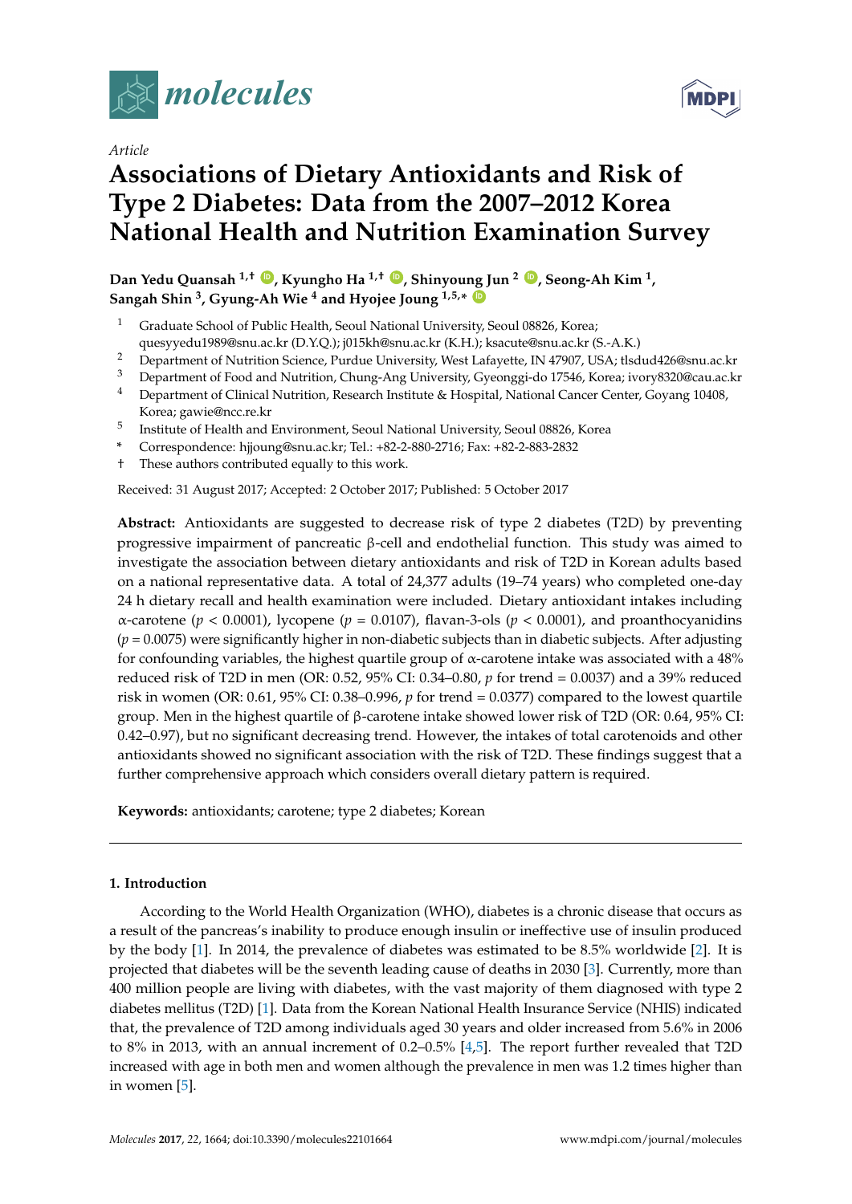*Article*

# Associations of Dietary Antioxidants and Risk of Type 2 Diabetes: Data from the 2007–2012 Korea National Health and Nutrition Examination Survey

**Dan Yedu Quansah [1,†], Kyungho Ha [1,†], Shinyoung Jun [2], Seong-Ah Kim [1], Sangah Shin [3], Gyung-Ah Wie [4] and Hyojee Joung [1,5,*]**

1. Graduate School of Public Health, Seoul National University, Seoul 08826, Korea; quesyyedu1989@snu.ac.kr (D.Y.Q.); j015kh@snu.ac.kr (K.H.); ksacute@snu.ac.kr (S.-A.K.)
2. Department of Nutrition Science, Purdue University, West Lafayette, IN 47907, USA; tlsdud426@snu.ac.kr
3. Department of Food and Nutrition, Chung-Ang University, Gyeonggi-do 17546, Korea; ivory8320@cau.ac.kr
4. Department of Clinical Nutrition, Research Institute & Hospital, National Cancer Center, Goyang 10408, Korea; gawie@ncc.re.kr
5. Institute of Health and Environment, Seoul National University, Seoul 08826, Korea

\* Correspondence: hjjoung@snu.ac.kr; Tel.: +82-2-880-2716; Fax: +82-2-883-2832

† These authors contributed equally to this work.

Received: 31 August 2017; Accepted: 2 October 2017; Published: 5 October 2017

**Abstract:** Antioxidants are suggested to decrease risk of type 2 diabetes (T2D) by preventing progressive impairment of pancreatic β-cell and endothelial function. This study was aimed to investigate the association between dietary antioxidants and risk of T2D in Korean adults based on a national representative data. A total of 24,377 adults (19–74 years) who completed one-day 24 h dietary recall and health examination were included. Dietary antioxidant intakes including α-carotene ($p < 0.0001$), lycopene ($p = 0.0107$), flavan-3-ols ($p < 0.0001$), and proanthocyanidins ($p = 0.0075$) were significantly higher in non-diabetic subjects than in diabetic subjects. After adjusting for confounding variables, the highest quartile group of α-carotene intake was associated with a 48% reduced risk of T2D in men (OR: 0.52, 95% CI: 0.34–0.80, $p$ for trend = 0.0037) and a 39% reduced risk in women (OR: 0.61, 95% CI: 0.38–0.996, $p$ for trend = 0.0377) compared to the lowest quartile group. Men in the highest quartile of β-carotene intake showed lower risk of T2D (OR: 0.64, 95% CI: 0.42–0.97), but no significant decreasing trend. However, the intakes of total carotenoids and other antioxidants showed no significant association with the risk of T2D. These findings suggest that a further comprehensive approach which considers overall dietary pattern is required.

**Keywords:** antioxidants; carotene; type 2 diabetes; Korean

## 1. Introduction

According to the World Health Organization (WHO), diabetes is a chronic disease that occurs as a result of the pancreas's inability to produce enough insulin or ineffective use of insulin produced by the body [1]. In 2014, the prevalence of diabetes was estimated to be 8.5% worldwide [2]. It is projected that diabetes will be the seventh leading cause of deaths in 2030 [3]. Currently, more than 400 million people are living with diabetes, with the vast majority of them diagnosed with type 2 diabetes mellitus (T2D) [1]. Data from the Korean National Health Insurance Service (NHIS) indicated that, the prevalence of T2D among individuals aged 30 years and older increased from 5.6% in 2006 to 8% in 2013, with an annual increment of 0.2–0.5% [4,5]. The report further revealed that T2D increased with age in both men and women although the prevalence in men was 1.2 times higher than in women [5].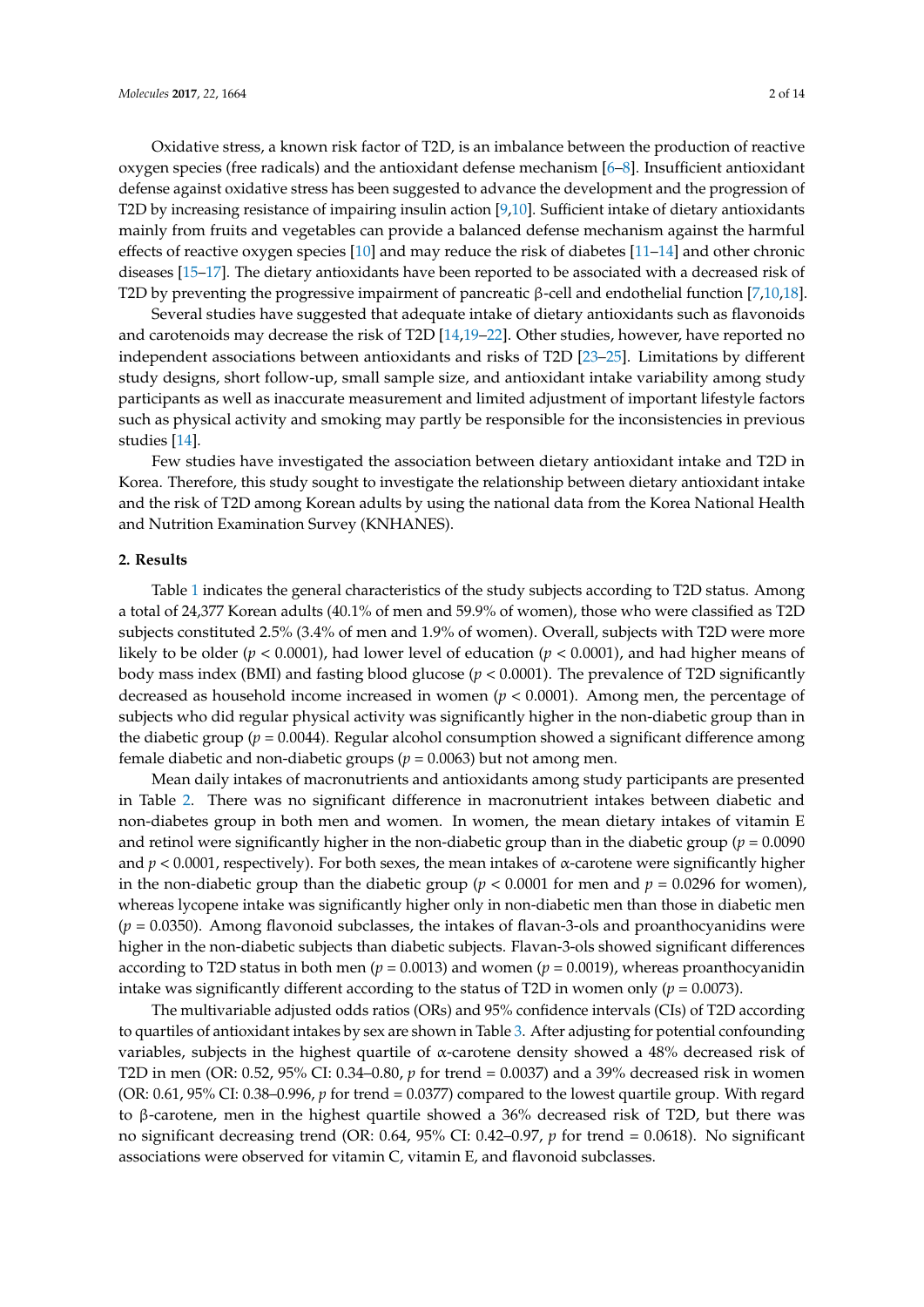Oxidative stress, a known risk factor of T2D, is an imbalance between the production of reactive oxygen species (free radicals) and the antioxidant defense mechanism [6–8]. Insufficient antioxidant defense against oxidative stress has been suggested to advance the development and the progression of T2D by increasing resistance of impairing insulin action [9,10]. Sufficient intake of dietary antioxidants mainly from fruits and vegetables can provide a balanced defense mechanism against the harmful effects of reactive oxygen species [10] and may reduce the risk of diabetes [11–14] and other chronic diseases [15–17]. The dietary antioxidants have been reported to be associated with a decreased risk of T2D by preventing the progressive impairment of pancreatic β-cell and endothelial function [7,10,18].

Several studies have suggested that adequate intake of dietary antioxidants such as flavonoids and carotenoids may decrease the risk of T2D [14,19–22]. Other studies, however, have reported no independent associations between antioxidants and risks of T2D [23–25]. Limitations by different study designs, short follow-up, small sample size, and antioxidant intake variability among study participants as well as inaccurate measurement and limited adjustment of important lifestyle factors such as physical activity and smoking may partly be responsible for the inconsistencies in previous studies [14].

Few studies have investigated the association between dietary antioxidant intake and T2D in Korea. Therefore, this study sought to investigate the relationship between dietary antioxidant intake and the risk of T2D among Korean adults by using the national data from the Korea National Health and Nutrition Examination Survey (KNHANES).

## 2. Results

Table 1 indicates the general characteristics of the study subjects according to T2D status. Among a total of 24,377 Korean adults (40.1% of men and 59.9% of women), those who were classified as T2D subjects constituted 2.5% (3.4% of men and 1.9% of women). Overall, subjects with T2D were more likely to be older ($p < 0.0001$), had lower level of education ($p < 0.0001$), and had higher means of body mass index (BMI) and fasting blood glucose ($p < 0.0001$). The prevalence of T2D significantly decreased as household income increased in women ($p < 0.0001$). Among men, the percentage of subjects who did regular physical activity was significantly higher in the non-diabetic group than in the diabetic group ($p = 0.0044$). Regular alcohol consumption showed a significant difference among female diabetic and non-diabetic groups ($p = 0.0063$) but not among men.

Mean daily intakes of macronutrients and antioxidants among study participants are presented in Table 2. There was no significant difference in macronutrient intakes between diabetic and non-diabetes group in both men and women. In women, the mean dietary intakes of vitamin E and retinol were significantly higher in the non-diabetic group than in the diabetic group ($p = 0.0090$ and $p < 0.0001$, respectively). For both sexes, the mean intakes of α-carotene were significantly higher in the non-diabetic group than the diabetic group ($p < 0.0001$ for men and $p = 0.0296$ for women), whereas lycopene intake was significantly higher only in non-diabetic men than those in diabetic men ($p = 0.0350$). Among flavonoid subclasses, the intakes of flavan-3-ols and proanthocyanidins were higher in the non-diabetic subjects than diabetic subjects. Flavan-3-ols showed significant differences according to T2D status in both men ($p = 0.0013$) and women ($p = 0.0019$), whereas proanthocyanidin intake was significantly different according to the status of T2D in women only ($p = 0.0073$).

The multivariable adjusted odds ratios (ORs) and 95% confidence intervals (CIs) of T2D according to quartiles of antioxidant intakes by sex are shown in Table 3. After adjusting for potential confounding variables, subjects in the highest quartile of α-carotene density showed a 48% decreased risk of T2D in men (OR: 0.52, 95% CI: 0.34–0.80, $p$ for trend = 0.0037) and a 39% decreased risk in women (OR: 0.61, 95% CI: 0.38–0.996, $p$ for trend = 0.0377) compared to the lowest quartile group. With regard to β-carotene, men in the highest quartile showed a 36% decreased risk of T2D, but there was no significant decreasing trend (OR: 0.64, 95% CI: 0.42–0.97, $p$ for trend = 0.0618). No significant associations were observed for vitamin C, vitamin E, and flavonoid subclasses.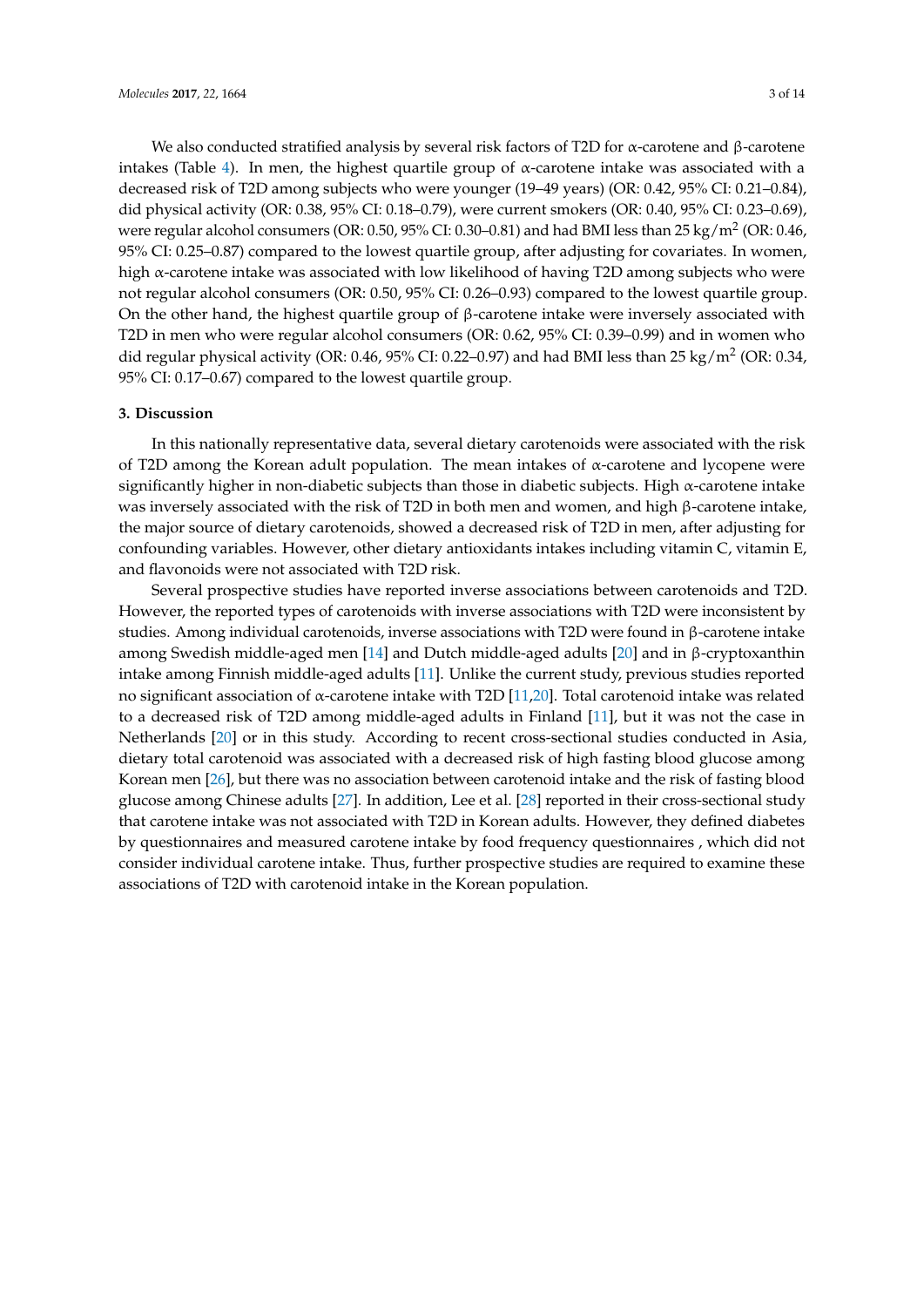We also conducted stratified analysis by several risk factors of T2D for α-carotene and β-carotene intakes (Table 4). In men, the highest quartile group of α-carotene intake was associated with a decreased risk of T2D among subjects who were younger (19–49 years) (OR: 0.42, 95% CI: 0.21–0.84), did physical activity (OR: 0.38, 95% CI: 0.18–0.79), were current smokers (OR: 0.40, 95% CI: 0.23–0.69), were regular alcohol consumers (OR: 0.50, 95% CI: 0.30–0.81) and had BMI less than 25 $kg/m^2$ (OR: 0.46, 95% CI: 0.25–0.87) compared to the lowest quartile group, after adjusting for covariates. In women, high α-carotene intake was associated with low likelihood of having T2D among subjects who were not regular alcohol consumers (OR: 0.50, 95% CI: 0.26–0.93) compared to the lowest quartile group. On the other hand, the highest quartile group of β-carotene intake were inversely associated with T2D in men who were regular alcohol consumers (OR: 0.62, 95% CI: 0.39–0.99) and in women who did regular physical activity (OR: 0.46, 95% CI: 0.22–0.97) and had BMI less than 25 $kg/m^2$ (OR: 0.34, 95% CI: 0.17–0.67) compared to the lowest quartile group.

## 3. Discussion

In this nationally representative data, several dietary carotenoids were associated with the risk of T2D among the Korean adult population. The mean intakes of α-carotene and lycopene were significantly higher in non-diabetic subjects than those in diabetic subjects. High α-carotene intake was inversely associated with the risk of T2D in both men and women, and high β-carotene intake, the major source of dietary carotenoids, showed a decreased risk of T2D in men, after adjusting for confounding variables. However, other dietary antioxidants intakes including vitamin C, vitamin E, and flavonoids were not associated with T2D risk.

Several prospective studies have reported inverse associations between carotenoids and T2D. However, the reported types of carotenoids with inverse associations with T2D were inconsistent by studies. Among individual carotenoids, inverse associations with T2D were found in β-carotene intake among Swedish middle-aged men [14] and Dutch middle-aged adults [20] and in β-cryptoxanthin intake among Finnish middle-aged adults [11]. Unlike the current study, previous studies reported no significant association of α-carotene intake with T2D [11,20]. Total carotenoid intake was related to a decreased risk of T2D among middle-aged adults in Finland [11], but it was not the case in Netherlands [20] or in this study. According to recent cross-sectional studies conducted in Asia, dietary total carotenoid was associated with a decreased risk of high fasting blood glucose among Korean men [26], but there was no association between carotenoid intake and the risk of fasting blood glucose among Chinese adults [27]. In addition, Lee et al. [28] reported in their cross-sectional study that carotene intake was not associated with T2D in Korean adults. However, they defined diabetes by questionnaires and measured carotene intake by food frequency questionnaires , which did not consider individual carotene intake. Thus, further prospective studies are required to examine these associations of T2D with carotenoid intake in the Korean population.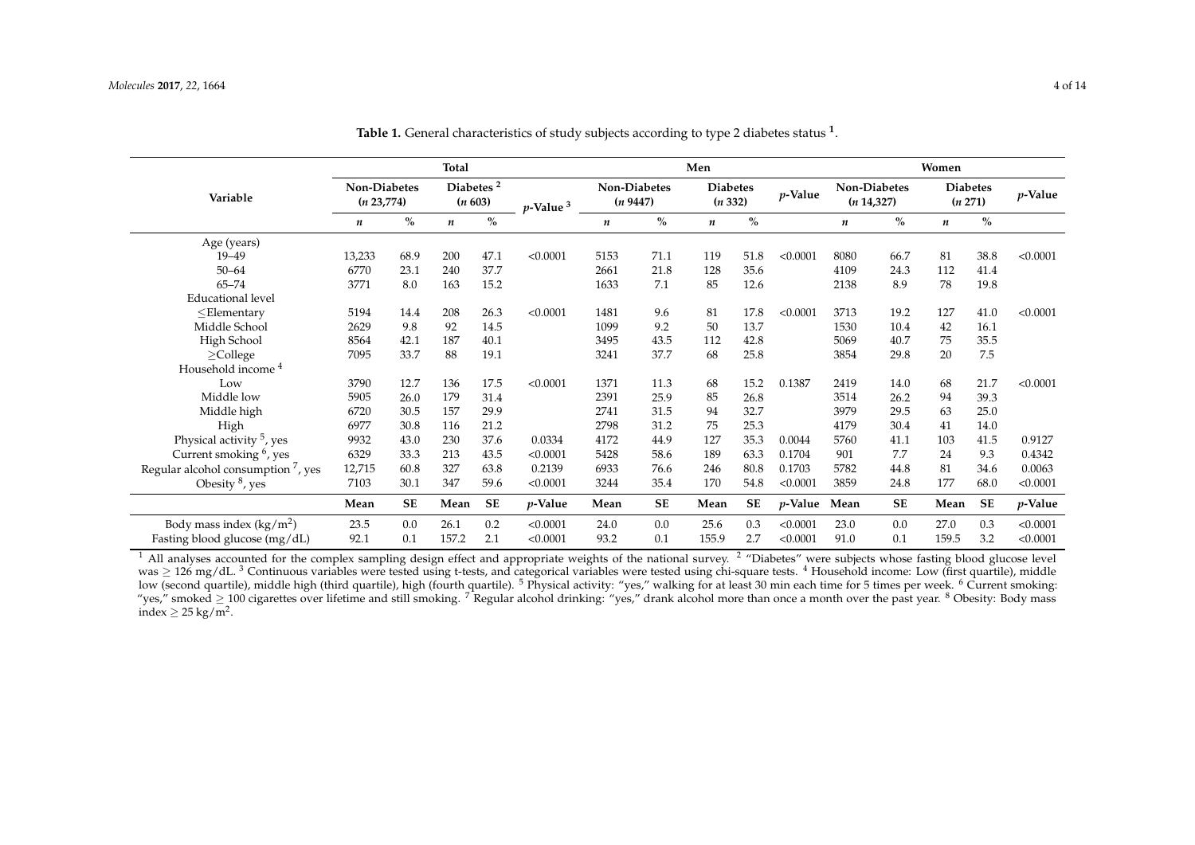**Table 1.** General characteristics of study subjects according to type 2 diabetes status [1].

| Variable | Total | | | | | Men | | | | | Women | | | | |
|---|---|---|---|---|---|---|---|---|---|---|---|---|---|---|---|
| | Non-Diabetes (*n* 23,774) | | Diabetes [2] (*n* 603) | | *p*-Value [3] | Non-Diabetes (*n* 9447) | | Diabetes (*n* 332) | | *p*-Value | Non-Diabetes (*n* 14,327) | | Diabetes (*n* 271) | | *p*-Value |
| | *n* | % | *n* | % | | *n* | % | *n* | % | | *n* | % | *n* | % | |
| Age (years) | | | | | | | | | | | | | | | |
| 19–49 | 13,233 | 68.9 | 200 | 47.1 | <0.0001 | 5153 | 71.1 | 119 | 51.8 | <0.0001 | 8080 | 66.7 | 81 | 38.8 | <0.0001 |
| 50–64 | 6770 | 23.1 | 240 | 37.7 | | 2661 | 21.8 | 128 | 35.6 | | 4109 | 24.3 | 112 | 41.4 | |
| 65–74 | 3771 | 8.0 | 163 | 15.2 | | 1633 | 7.1 | 85 | 12.6 | | 2138 | 8.9 | 78 | 19.8 | |
| Educational level | | | | | | | | | | | | | | | |
| ≤Elementary | 5194 | 14.4 | 208 | 26.3 | <0.0001 | 1481 | 9.6 | 81 | 17.8 | <0.0001 | 3713 | 19.2 | 127 | 41.0 | <0.0001 |
| Middle School | 2629 | 9.8 | 92 | 14.5 | | 1099 | 9.2 | 50 | 13.7 | | 1530 | 10.4 | 42 | 16.1 | |
| High School | 8564 | 42.1 | 187 | 40.1 | | 3495 | 43.5 | 112 | 42.8 | | 5069 | 40.7 | 75 | 35.5 | |
| ≥College | 7095 | 33.7 | 88 | 19.1 | | 3241 | 37.7 | 68 | 25.8 | | 3854 | 29.8 | 20 | 7.5 | |
| Household income [4] | | | | | | | | | | | | | | | |
| Low | 3790 | 12.7 | 136 | 17.5 | <0.0001 | 1371 | 11.3 | 68 | 15.2 | 0.1387 | 2419 | 14.0 | 68 | 21.7 | <0.0001 |
| Middle low | 5905 | 26.0 | 179 | 31.4 | | 2391 | 25.9 | 85 | 26.8 | | 3514 | 26.2 | 94 | 39.3 | |
| Middle high | 6720 | 30.5 | 157 | 29.9 | | 2741 | 31.5 | 94 | 32.7 | | 3979 | 29.5 | 63 | 25.0 | |
| High | 6977 | 30.8 | 116 | 21.2 | | 2798 | 31.2 | 75 | 25.3 | | 4179 | 30.4 | 41 | 14.0 | |
| Physical activity [5], yes | 9932 | 43.0 | 230 | 37.6 | 0.0334 | 4172 | 44.9 | 127 | 35.3 | 0.0044 | 5760 | 41.1 | 103 | 41.5 | 0.9127 |
| Current smoking [6], yes | 6329 | 33.3 | 213 | 43.5 | <0.0001 | 5428 | 58.6 | 189 | 63.3 | 0.1704 | 901 | 7.7 | 24 | 9.3 | 0.4342 |
| Regular alcohol consumption [7], yes | 12,715 | 60.8 | 327 | 63.8 | 0.2139 | 6933 | 76.6 | 246 | 80.8 | 0.1703 | 5782 | 44.8 | 81 | 34.6 | 0.0063 |
| Obesity [8], yes | 7103 | 30.1 | 347 | 59.6 | <0.0001 | 3244 | 35.4 | 170 | 54.8 | <0.0001 | 3859 | 24.8 | 177 | 68.0 | <0.0001 |
| | **Mean** | **SE** | **Mean** | **SE** | ***p*-Value** | **Mean** | **SE** | **Mean** | **SE** | ***p*-Value** | **Mean** | **SE** | **Mean** | **SE** | ***p*-Value** |
| Body mass index ($kg/m^2$) | 23.5 | 0.0 | 26.1 | 0.2 | <0.0001 | 24.0 | 0.0 | 25.6 | 0.3 | <0.0001 | 23.0 | 0.0 | 27.0 | 0.3 | <0.0001 |
| Fasting blood glucose (mg/dL) | 92.1 | 0.1 | 157.2 | 2.1 | <0.0001 | 93.2 | 0.1 | 155.9 | 2.7 | <0.0001 | 91.0 | 0.1 | 159.5 | 3.2 | <0.0001 |

[1] All analyses accounted for the complex sampling design effect and appropriate weights of the national survey. [2] "Diabetes" were subjects whose fasting blood glucose level was ≥ 126 mg/dL. [3] Continuous variables were tested using t-tests, and categorical variables were tested using chi-square tests. [4] Household income: Low (first quartile), middle low (second quartile), middle high (third quartile), high (fourth quartile). [5] Physical activity: "yes," walking for at least 30 min each time for 5 times per week. [6] Current smoking: "yes," smoked ≥ 100 cigarettes over lifetime and still smoking. [7] Regular alcohol drinking: "yes," drank alcohol more than once a month over the past year. [8] Obesity: Body mass index ≥ 25 $kg/m^2$.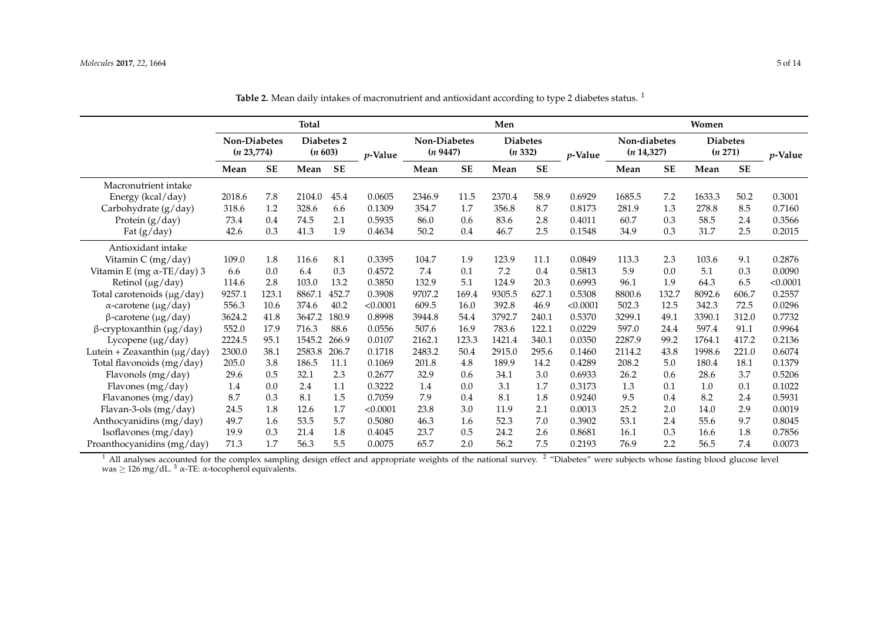**Table 2.** Mean daily intakes of macronutrient and antioxidant according to type 2 diabetes status. [1]

| | Total | | | | | Men | | | | | Women | | | | |
|---|---|---|---|---|---|---|---|---|---|---|---|---|---|---|---|
| | Non-Diabetes (*n* 23,774) | | Diabetes 2 (*n* 603) | | *p*-Value | Non-Diabetes (*n* 9447) | | Diabetes (*n* 332) | | *p*-Value | Non-diabetes (*n* 14,327) | | Diabetes (*n* 271) | | *p*-Value |
| | Mean | SE | Mean | SE | | Mean | SE | Mean | SE | | Mean | SE | Mean | SE | |
| Macronutrient intake | | | | | | | | | | | | | | | |
| Energy (kcal/day) | 2018.6 | 7.8 | 2104.0 | 45.4 | 0.0605 | 2346.9 | 11.5 | 2370.4 | 58.9 | 0.6929 | 1685.5 | 7.2 | 1633.3 | 50.2 | 0.3001 |
| Carbohydrate (g/day) | 318.6 | 1.2 | 328.6 | 6.6 | 0.1309 | 354.7 | 1.7 | 356.8 | 8.7 | 0.8173 | 281.9 | 1.3 | 278.8 | 8.5 | 0.7160 |
| Protein (g/day) | 73.4 | 0.4 | 74.5 | 2.1 | 0.5935 | 86.0 | 0.6 | 83.6 | 2.8 | 0.4011 | 60.7 | 0.3 | 58.5 | 2.4 | 0.3566 |
| Fat (g/day) | 42.6 | 0.3 | 41.3 | 1.9 | 0.4634 | 50.2 | 0.4 | 46.7 | 2.5 | 0.1548 | 34.9 | 0.3 | 31.7 | 2.5 | 0.2015 |
| Antioxidant intake | | | | | | | | | | | | | | | |
| Vitamin C (mg/day) | 109.0 | 1.8 | 116.6 | 8.1 | 0.3395 | 104.7 | 1.9 | 123.9 | 11.1 | 0.0849 | 113.3 | 2.3 | 103.6 | 9.1 | 0.2876 |
| Vitamin E (mg α-TE/day) 3 | 6.6 | 0.0 | 6.4 | 0.3 | 0.4572 | 7.4 | 0.1 | 7.2 | 0.4 | 0.5813 | 5.9 | 0.0 | 5.1 | 0.3 | 0.0090 |
| Retinol (μg/day) | 114.6 | 2.8 | 103.0 | 13.2 | 0.3850 | 132.9 | 5.1 | 124.9 | 20.3 | 0.6993 | 96.1 | 1.9 | 64.3 | 6.5 | <0.0001 |
| Total carotenoids (μg/day) | 9257.1 | 123.1 | 8867.1 | 452.7 | 0.3908 | 9707.2 | 169.4 | 9305.5 | 627.1 | 0.5308 | 8800.6 | 132.7 | 8092.6 | 606.7 | 0.2557 |
| α-carotene (μg/day) | 556.3 | 10.6 | 374.6 | 40.2 | <0.0001 | 609.5 | 16.0 | 392.8 | 46.9 | <0.0001 | 502.3 | 12.5 | 342.3 | 72.5 | 0.0296 |
| β-carotene (μg/day) | 3624.2 | 41.8 | 3647.2 | 180.9 | 0.8998 | 3944.8 | 54.4 | 3792.7 | 240.1 | 0.5370 | 3299.1 | 49.1 | 3390.1 | 312.0 | 0.7732 |
| β-cryptoxanthin (μg/day) | 552.0 | 17.9 | 716.3 | 88.6 | 0.0556 | 507.6 | 16.9 | 783.6 | 122.1 | 0.0229 | 597.0 | 24.4 | 597.4 | 91.1 | 0.9964 |
| Lycopene (μg/day) | 2224.5 | 95.1 | 1545.2 | 266.9 | 0.0107 | 2162.1 | 123.3 | 1421.4 | 340.1 | 0.0350 | 2287.9 | 99.2 | 1764.1 | 417.2 | 0.2136 |
| Lutein + Zeaxanthin (μg/day) | 2300.0 | 38.1 | 2583.8 | 206.7 | 0.1718 | 2483.2 | 50.4 | 2915.0 | 295.6 | 0.1460 | 2114.2 | 43.8 | 1998.6 | 221.0 | 0.6074 |
| Total flavonoids (mg/day) | 205.0 | 3.8 | 186.5 | 11.1 | 0.1069 | 201.8 | 4.8 | 189.9 | 14.2 | 0.4289 | 208.2 | 5.0 | 180.4 | 18.1 | 0.1379 |
| Flavonols (mg/day) | 29.6 | 0.5 | 32.1 | 2.3 | 0.2677 | 32.9 | 0.6 | 34.1 | 3.0 | 0.6933 | 26.2 | 0.6 | 28.6 | 3.7 | 0.5206 |
| Flavones (mg/day) | 1.4 | 0.0 | 2.4 | 1.1 | 0.3222 | 1.4 | 0.0 | 3.1 | 1.7 | 0.3173 | 1.3 | 0.1 | 1.0 | 0.1 | 0.1022 |
| Flavanones (mg/day) | 8.7 | 0.3 | 8.1 | 1.5 | 0.7059 | 7.9 | 0.4 | 8.1 | 1.8 | 0.9240 | 9.5 | 0.4 | 8.2 | 2.4 | 0.5931 |
| Flavan-3-ols (mg/day) | 24.5 | 1.8 | 12.6 | 1.7 | <0.0001 | 23.8 | 3.0 | 11.9 | 2.1 | 0.0013 | 25.2 | 2.0 | 14.0 | 2.9 | 0.0019 |
| Anthocyanidins (mg/day) | 49.7 | 1.6 | 53.5 | 5.7 | 0.5080 | 46.3 | 1.6 | 52.3 | 7.0 | 0.3902 | 53.1 | 2.4 | 55.6 | 9.7 | 0.8045 |
| Isoflavones (mg/day) | 19.9 | 0.3 | 21.4 | 1.8 | 0.4045 | 23.7 | 0.5 | 24.2 | 2.6 | 0.8681 | 16.1 | 0.3 | 16.6 | 1.8 | 0.7856 |
| Proanthocyanidins (mg/day) | 71.3 | 1.7 | 56.3 | 5.5 | 0.0075 | 65.7 | 2.0 | 56.2 | 7.5 | 0.2193 | 76.9 | 2.2 | 56.5 | 7.4 | 0.0073 |

[1] All analyses accounted for the complex sampling design effect and appropriate weights of the national survey. [2] "Diabetes" were subjects whose fasting blood glucose level was ≥ 126 mg/dL. [3] α-TE: α-tocopherol equivalents.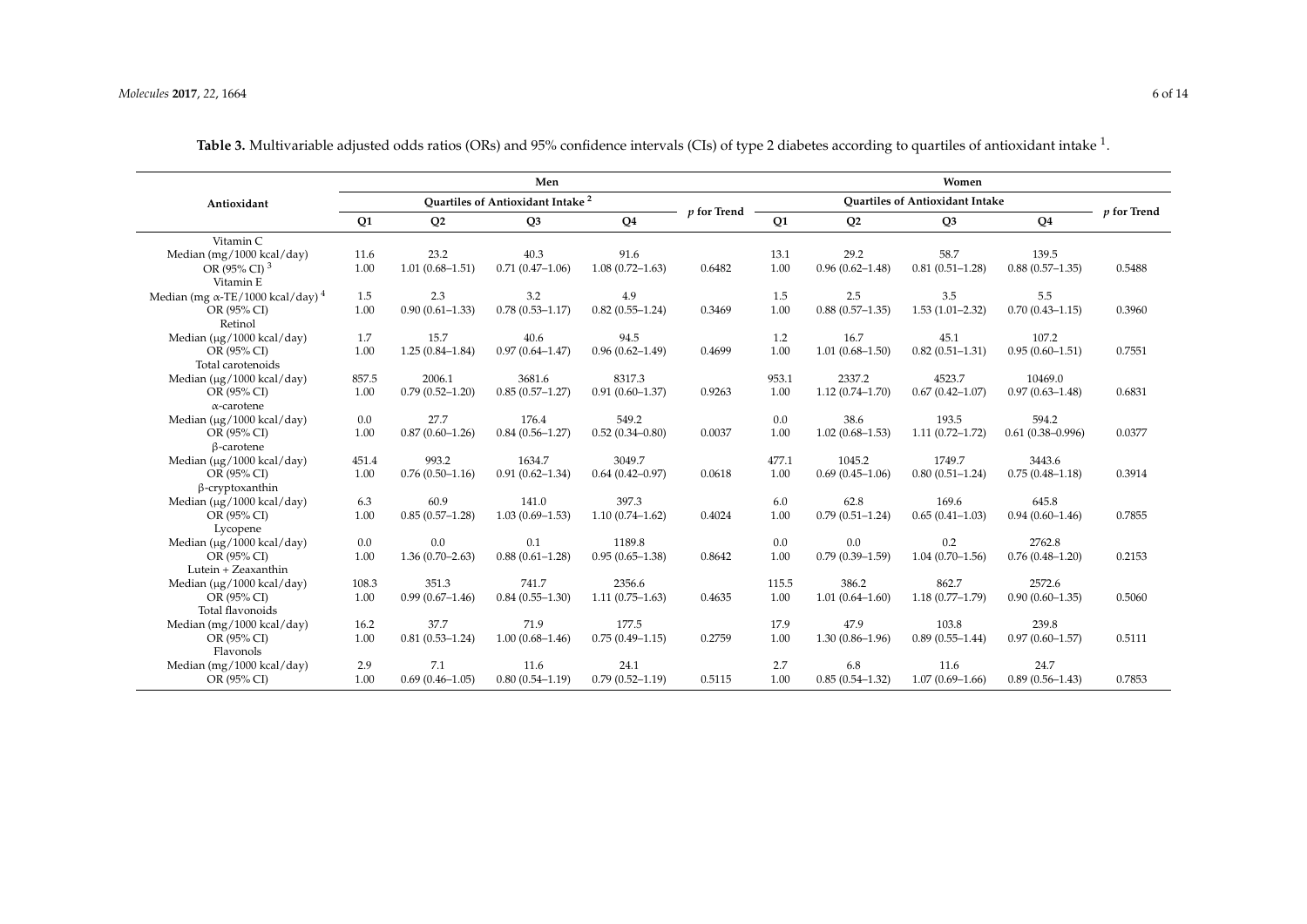**Table 3.** Multivariable adjusted odds ratios (ORs) and 95% confidence intervals (CIs) of type 2 diabetes according to quartiles of antioxidant intake [1].

| Antioxidant | Men | | | | | Women | | | | |
|---|---|---|---|---|---|---|---|---|---|---|
| | Quartiles of Antioxidant Intake [2] | | | | $p$ for Trend | Quartiles of Antioxidant Intake | | | | $p$ for Trend |
| | Q1 | Q2 | Q3 | Q4 | | Q1 | Q2 | Q3 | Q4 | |
| Vitamin C | | | | | | | | | | |
| Median (mg/1000 kcal/day) | 11.6 | 23.2 | 40.3 | 91.6 | | 13.1 | 29.2 | 58.7 | 139.5 | |
| OR (95% CI) [3] | 1.00 | 1.01 (0.68–1.51) | 0.71 (0.47–1.06) | 1.08 (0.72–1.63) | 0.6482 | 1.00 | 0.96 (0.62–1.48) | 0.81 (0.51–1.28) | 0.88 (0.57–1.35) | 0.5488 |
| Vitamin E | | | | | | | | | | |
| Median (mg α-TE/1000 kcal/day) [4] | 1.5 | 2.3 | 3.2 | 4.9 | | 1.5 | 2.5 | 3.5 | 5.5 | |
| OR (95% CI) | 1.00 | 0.90 (0.61–1.33) | 0.78 (0.53–1.17) | 0.82 (0.55–1.24) | 0.3469 | 1.00 | 0.88 (0.57–1.35) | 1.53 (1.01–2.32) | 0.70 (0.43–1.15) | 0.3960 |
| Retinol | | | | | | | | | | |
| Median (μg/1000 kcal/day) | 1.7 | 15.7 | 40.6 | 94.5 | | 1.2 | 16.7 | 45.1 | 107.2 | |
| OR (95% CI) | 1.00 | 1.25 (0.84–1.84) | 0.97 (0.64–1.47) | 0.96 (0.62–1.49) | 0.4699 | 1.00 | 1.01 (0.68–1.50) | 0.82 (0.51–1.31) | 0.95 (0.60–1.51) | 0.7551 |
| Total carotenoids | | | | | | | | | | |
| Median (μg/1000 kcal/day) | 857.5 | 2006.1 | 3681.6 | 8317.3 | | 953.1 | 2337.2 | 4523.7 | 10469.0 | |
| OR (95% CI) | 1.00 | 0.79 (0.52–1.20) | 0.85 (0.57–1.27) | 0.91 (0.60–1.37) | 0.9263 | 1.00 | 1.12 (0.74–1.70) | 0.67 (0.42–1.07) | 0.97 (0.63–1.48) | 0.6831 |
| α-carotene | | | | | | | | | | |
| Median (μg/1000 kcal/day) | 0.0 | 27.7 | 176.4 | 549.2 | | 0.0 | 38.6 | 193.5 | 594.2 | |
| OR (95% CI) | 1.00 | 0.87 (0.60–1.26) | 0.84 (0.56–1.27) | 0.52 (0.34–0.80) | 0.0037 | 1.00 | 1.02 (0.68–1.53) | 1.11 (0.72–1.72) | 0.61 (0.38–0.996) | 0.0377 |
| β-carotene | | | | | | | | | | |
| Median (μg/1000 kcal/day) | 451.4 | 993.2 | 1634.7 | 3049.7 | | 477.1 | 1045.2 | 1749.7 | 3443.6 | |
| OR (95% CI) | 1.00 | 0.76 (0.50–1.16) | 0.91 (0.62–1.34) | 0.64 (0.42–0.97) | 0.0618 | 1.00 | 0.69 (0.45–1.06) | 0.80 (0.51–1.24) | 0.75 (0.48–1.18) | 0.3914 |
| β-cryptoxanthin | | | | | | | | | | |
| Median (μg/1000 kcal/day) | 6.3 | 60.9 | 141.0 | 397.3 | | 6.0 | 62.8 | 169.6 | 645.8 | |
| OR (95% CI) | 1.00 | 0.85 (0.57–1.28) | 1.03 (0.69–1.53) | 1.10 (0.74–1.62) | 0.4024 | 1.00 | 0.79 (0.51–1.24) | 0.65 (0.41–1.03) | 0.94 (0.60–1.46) | 0.7855 |
| Lycopene | | | | | | | | | | |
| Median (μg/1000 kcal/day) | 0.0 | 0.0 | 0.1 | 1189.8 | | 0.0 | 0.0 | 0.2 | 2762.8 | |
| OR (95% CI) | 1.00 | 1.36 (0.70–2.63) | 0.88 (0.61–1.28) | 0.95 (0.65–1.38) | 0.8642 | 1.00 | 0.79 (0.39–1.59) | 1.04 (0.70–1.56) | 0.76 (0.48–1.20) | 0.2153 |
| Lutein + Zeaxanthin | | | | | | | | | | |
| Median (μg/1000 kcal/day) | 108.3 | 351.3 | 741.7 | 2356.6 | | 115.5 | 386.2 | 862.7 | 2572.6 | |
| OR (95% CI) | 1.00 | 0.99 (0.67–1.46) | 0.84 (0.55–1.30) | 1.11 (0.75–1.63) | 0.4635 | 1.00 | 1.01 (0.64–1.60) | 1.18 (0.77–1.79) | 0.90 (0.60–1.35) | 0.5060 |
| Total flavonoids | | | | | | | | | | |
| Median (mg/1000 kcal/day) | 16.2 | 37.7 | 71.9 | 177.5 | | 17.9 | 47.9 | 103.8 | 239.8 | |
| OR (95% CI) | 1.00 | 0.81 (0.53–1.24) | 1.00 (0.68–1.46) | 0.75 (0.49–1.15) | 0.2759 | 1.00 | 1.30 (0.86–1.96) | 0.89 (0.55–1.44) | 0.97 (0.60–1.57) | 0.5111 |
| Flavonols | | | | | | | | | | |
| Median (mg/1000 kcal/day) | 2.9 | 7.1 | 11.6 | 24.1 | | 2.7 | 6.8 | 11.6 | 24.7 | |
| OR (95% CI) | 1.00 | 0.69 (0.46–1.05) | 0.80 (0.54–1.19) | 0.79 (0.52–1.19) | 0.5115 | 1.00 | 0.85 (0.54–1.32) | 1.07 (0.69–1.66) | 0.89 (0.56–1.43) | 0.7853 |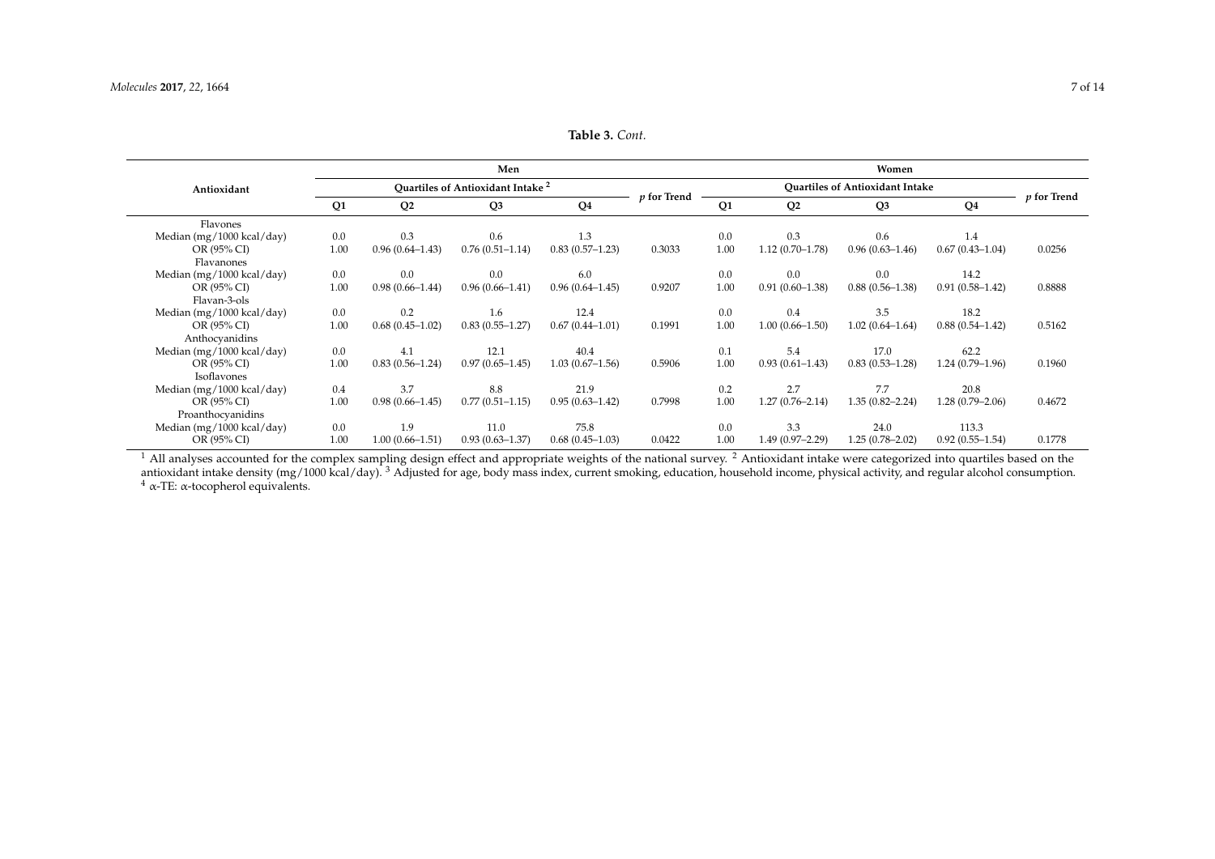**Table 3.** *Cont.*

| Antioxidant | Men | | | | | Women | | | | |
|---|---|---|---|---|---|---|---|---|---|---|
| | Quartiles of Antioxidant Intake [2] | | | | *p* for Trend | Quartiles of Antioxidant Intake | | | | *p* for Trend |
| | Q1 | Q2 | Q3 | Q4 | | Q1 | Q2 | Q3 | Q4 | |
| Flavones | | | | | | | | | | |
| Median (mg/1000 kcal/day) | 0.0 | 0.3 | 0.6 | 1.3 | | 0.0 | 0.3 | 0.6 | 1.4 | |
| OR (95% CI) | 1.00 | 0.96 (0.64–1.43) | 0.76 (0.51–1.14) | 0.83 (0.57–1.23) | 0.3033 | 1.00 | 1.12 (0.70–1.78) | 0.96 (0.63–1.46) | 0.67 (0.43–1.04) | 0.0256 |
| Flavanones | | | | | | | | | | |
| Median (mg/1000 kcal/day) | 0.0 | 0.0 | 0.0 | 6.0 | | 0.0 | 0.0 | 0.0 | 14.2 | |
| OR (95% CI) | 1.00 | 0.98 (0.66–1.44) | 0.96 (0.66–1.41) | 0.96 (0.64–1.45) | 0.9207 | 1.00 | 0.91 (0.60–1.38) | 0.88 (0.56–1.38) | 0.91 (0.58–1.42) | 0.8888 |
| Flavan-3-ols | | | | | | | | | | |
| Median (mg/1000 kcal/day) | 0.0 | 0.2 | 1.6 | 12.4 | | 0.0 | 0.4 | 3.5 | 18.2 | |
| OR (95% CI) | 1.00 | 0.68 (0.45–1.02) | 0.83 (0.55–1.27) | 0.67 (0.44–1.01) | 0.1991 | 1.00 | 1.00 (0.66–1.50) | 1.02 (0.64–1.64) | 0.88 (0.54–1.42) | 0.5162 |
| Anthocyanidins | | | | | | | | | | |
| Median (mg/1000 kcal/day) | 0.0 | 4.1 | 12.1 | 40.4 | | 0.1 | 5.4 | 17.0 | 62.2 | |
| OR (95% CI) | 1.00 | 0.83 (0.56–1.24) | 0.97 (0.65–1.45) | 1.03 (0.67–1.56) | 0.5906 | 1.00 | 0.93 (0.61–1.43) | 0.83 (0.53–1.28) | 1.24 (0.79–1.96) | 0.1960 |
| Isoflavones | | | | | | | | | | |
| Median (mg/1000 kcal/day) | 0.4 | 3.7 | 8.8 | 21.9 | | 0.2 | 2.7 | 7.7 | 20.8 | |
| OR (95% CI) | 1.00 | 0.98 (0.66–1.45) | 0.77 (0.51–1.15) | 0.95 (0.63–1.42) | 0.7998 | 1.00 | 1.27 (0.76–2.14) | 1.35 (0.82–2.24) | 1.28 (0.79–2.06) | 0.4672 |
| Proanthocyanidins | | | | | | | | | | |
| Median (mg/1000 kcal/day) | 0.0 | 1.9 | 11.0 | 75.8 | | 0.0 | 3.3 | 24.0 | 113.3 | |
| OR (95% CI) | 1.00 | 1.00 (0.66–1.51) | 0.93 (0.63–1.37) | 0.68 (0.45–1.03) | 0.0422 | 1.00 | 1.49 (0.97–2.29) | 1.25 (0.78–2.02) | 0.92 (0.55–1.54) | 0.1778 |

[1] All analyses accounted for the complex sampling design effect and appropriate weights of the national survey. [2] Antioxidant intake were categorized into quartiles based on the antioxidant intake density (mg/1000 kcal/day). [3] Adjusted for age, body mass index, current smoking, education, household income, physical activity, and regular alcohol consumption. [4] α-TE: α-tocopherol equivalents.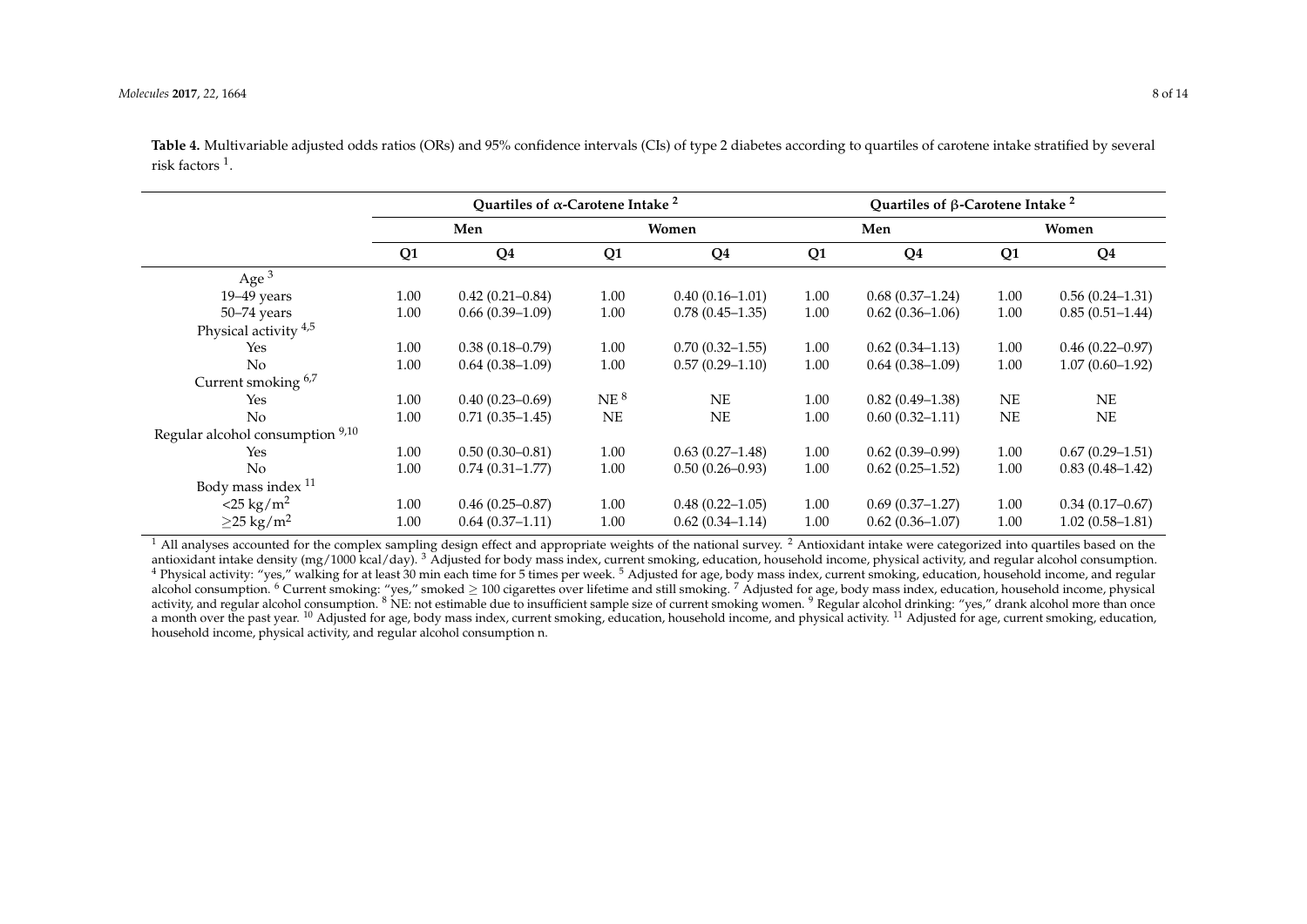**Table 4.** Multivariable adjusted odds ratios (ORs) and 95% confidence intervals (CIs) of type 2 diabetes according to quartiles of carotene intake stratified by several risk factors [1].

| | Quartiles of α-Carotene Intake [2] | | | | Quartiles of β-Carotene Intake [2] | | | |
|---|---|---|---|---|---|---|---|---|
| | Men | | Women | | Men | | Women | |
| | Q1 | Q4 | Q1 | Q4 | Q1 | Q4 | Q1 | Q4 |
| Age [3] | | | | | | | | |
| 19–49 years | 1.00 | 0.42 (0.21–0.84) | 1.00 | 0.40 (0.16–1.01) | 1.00 | 0.68 (0.37–1.24) | 1.00 | 0.56 (0.24–1.31) |
| 50–74 years | 1.00 | 0.66 (0.39–1.09) | 1.00 | 0.78 (0.45–1.35) | 1.00 | 0.62 (0.36–1.06) | 1.00 | 0.85 (0.51–1.44) |
| Physical activity [4,5] | | | | | | | | |
| Yes | 1.00 | 0.38 (0.18–0.79) | 1.00 | 0.70 (0.32–1.55) | 1.00 | 0.62 (0.34–1.13) | 1.00 | 0.46 (0.22–0.97) |
| No | 1.00 | 0.64 (0.38–1.09) | 1.00 | 0.57 (0.29–1.10) | 1.00 | 0.64 (0.38–1.09) | 1.00 | 1.07 (0.60–1.92) |
| Current smoking [6,7] | | | | | | | | |
| Yes | 1.00 | 0.40 (0.23–0.69) | NE [8] | NE | 1.00 | 0.82 (0.49–1.38) | NE | NE |
| No | 1.00 | 0.71 (0.35–1.45) | NE | NE | 1.00 | 0.60 (0.32–1.11) | NE | NE |
| Regular alcohol consumption [9,10] | | | | | | | | |
| Yes | 1.00 | 0.50 (0.30–0.81) | 1.00 | 0.63 (0.27–1.48) | 1.00 | 0.62 (0.39–0.99) | 1.00 | 0.67 (0.29–1.51) |
| No | 1.00 | 0.74 (0.31–1.77) | 1.00 | 0.50 (0.26–0.93) | 1.00 | 0.62 (0.25–1.52) | 1.00 | 0.83 (0.48–1.42) |
| Body mass index [11] | | | | | | | | |
| <25 kg/m$^2$ | 1.00 | 0.46 (0.25–0.87) | 1.00 | 0.48 (0.22–1.05) | 1.00 | 0.69 (0.37–1.27) | 1.00 | 0.34 (0.17–0.67) |
| ≥25 kg/m$^2$ | 1.00 | 0.64 (0.37–1.11) | 1.00 | 0.62 (0.34–1.14) | 1.00 | 0.62 (0.36–1.07) | 1.00 | 1.02 (0.58–1.81) |

[1] All analyses accounted for the complex sampling design effect and appropriate weights of the national survey. [2] Antioxidant intake were categorized into quartiles based on the antioxidant intake density (mg/1000 kcal/day). [3] Adjusted for body mass index, current smoking, education, household income, physical activity, and regular alcohol consumption. [4] Physical activity: "yes," walking for at least 30 min each time for 5 times per week. [5] Adjusted for age, body mass index, current smoking, education, household income, and regular alcohol consumption. [6] Current smoking: "yes," smoked ≥ 100 cigarettes over lifetime and still smoking. [7] Adjusted for age, body mass index, education, household income, physical activity, and regular alcohol consumption. [8] NE: not estimable due to insufficient sample size of current smoking women. [9] Regular alcohol drinking: "yes," drank alcohol more than once a month over the past year. [10] Adjusted for age, body mass index, current smoking, education, household income, and physical activity. [11] Adjusted for age, current smoking, education, household income, physical activity, and regular alcohol consumption n.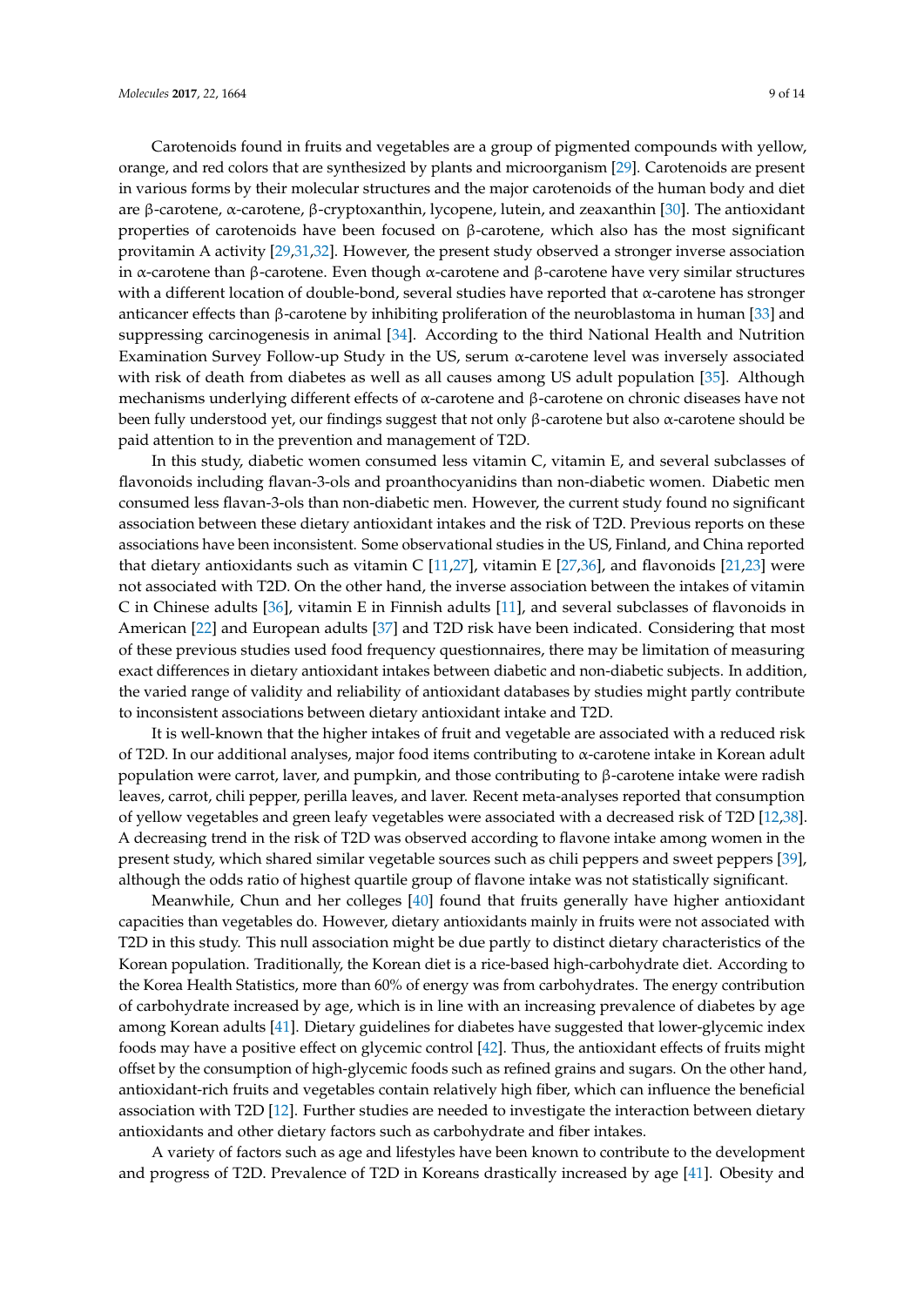Carotenoids found in fruits and vegetables are a group of pigmented compounds with yellow, orange, and red colors that are synthesized by plants and microorganism [29]. Carotenoids are present in various forms by their molecular structures and the major carotenoids of the human body and diet are β-carotene, α-carotene, β-cryptoxanthin, lycopene, lutein, and zeaxanthin [30]. The antioxidant properties of carotenoids have been focused on β-carotene, which also has the most significant provitamin A activity [29,31,32]. However, the present study observed a stronger inverse association in α-carotene than β-carotene. Even though α-carotene and β-carotene have very similar structures with a different location of double-bond, several studies have reported that α-carotene has stronger anticancer effects than β-carotene by inhibiting proliferation of the neuroblastoma in human [33] and suppressing carcinogenesis in animal [34]. According to the third National Health and Nutrition Examination Survey Follow-up Study in the US, serum α-carotene level was inversely associated with risk of death from diabetes as well as all causes among US adult population [35]. Although mechanisms underlying different effects of α-carotene and β-carotene on chronic diseases have not been fully understood yet, our findings suggest that not only β-carotene but also α-carotene should be paid attention to in the prevention and management of T2D.

In this study, diabetic women consumed less vitamin C, vitamin E, and several subclasses of flavonoids including flavan-3-ols and proanthocyanidins than non-diabetic women. Diabetic men consumed less flavan-3-ols than non-diabetic men. However, the current study found no significant association between these dietary antioxidant intakes and the risk of T2D. Previous reports on these associations have been inconsistent. Some observational studies in the US, Finland, and China reported that dietary antioxidants such as vitamin C [11,27], vitamin E [27,36], and flavonoids [21,23] were not associated with T2D. On the other hand, the inverse association between the intakes of vitamin C in Chinese adults [36], vitamin E in Finnish adults [11], and several subclasses of flavonoids in American [22] and European adults [37] and T2D risk have been indicated. Considering that most of these previous studies used food frequency questionnaires, there may be limitation of measuring exact differences in dietary antioxidant intakes between diabetic and non-diabetic subjects. In addition, the varied range of validity and reliability of antioxidant databases by studies might partly contribute to inconsistent associations between dietary antioxidant intake and T2D.

It is well-known that the higher intakes of fruit and vegetable are associated with a reduced risk of T2D. In our additional analyses, major food items contributing to α-carotene intake in Korean adult population were carrot, laver, and pumpkin, and those contributing to β-carotene intake were radish leaves, carrot, chili pepper, perilla leaves, and laver. Recent meta-analyses reported that consumption of yellow vegetables and green leafy vegetables were associated with a decreased risk of T2D [12,38]. A decreasing trend in the risk of T2D was observed according to flavone intake among women in the present study, which shared similar vegetable sources such as chili peppers and sweet peppers [39], although the odds ratio of highest quartile group of flavone intake was not statistically significant.

Meanwhile, Chun and her colleges [40] found that fruits generally have higher antioxidant capacities than vegetables do. However, dietary antioxidants mainly in fruits were not associated with T2D in this study. This null association might be due partly to distinct dietary characteristics of the Korean population. Traditionally, the Korean diet is a rice-based high-carbohydrate diet. According to the Korea Health Statistics, more than 60% of energy was from carbohydrates. The energy contribution of carbohydrate increased by age, which is in line with an increasing prevalence of diabetes by age among Korean adults [41]. Dietary guidelines for diabetes have suggested that lower-glycemic index foods may have a positive effect on glycemic control [42]. Thus, the antioxidant effects of fruits might offset by the consumption of high-glycemic foods such as refined grains and sugars. On the other hand, antioxidant-rich fruits and vegetables contain relatively high fiber, which can influence the beneficial association with T2D [12]. Further studies are needed to investigate the interaction between dietary antioxidants and other dietary factors such as carbohydrate and fiber intakes.

A variety of factors such as age and lifestyles have been known to contribute to the development and progress of T2D. Prevalence of T2D in Koreans drastically increased by age [41]. Obesity and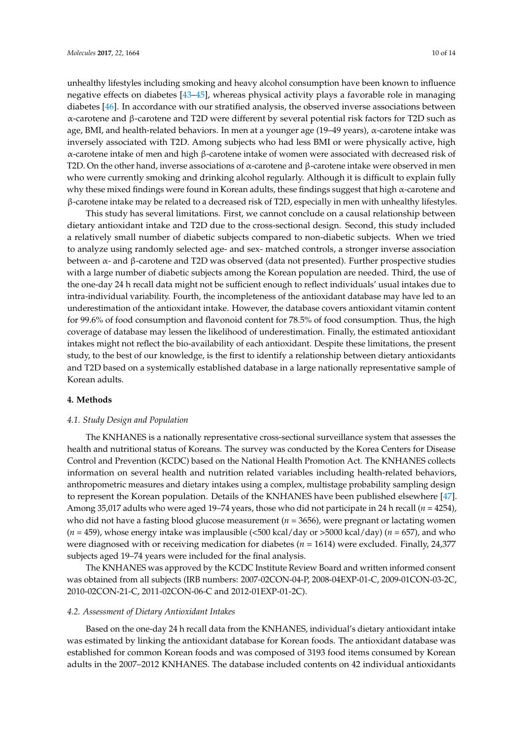unhealthy lifestyles including smoking and heavy alcohol consumption have been known to influence negative effects on diabetes [43–45], whereas physical activity plays a favorable role in managing diabetes [46]. In accordance with our stratified analysis, the observed inverse associations between α-carotene and β-carotene and T2D were different by several potential risk factors for T2D such as age, BMI, and health-related behaviors. In men at a younger age (19–49 years), α-carotene intake was inversely associated with T2D. Among subjects who had less BMI or were physically active, high α-carotene intake of men and high β-carotene intake of women were associated with decreased risk of T2D. On the other hand, inverse associations of α-carotene and β-carotene intake were observed in men who were currently smoking and drinking alcohol regularly. Although it is difficult to explain fully why these mixed findings were found in Korean adults, these findings suggest that high α-carotene and β-carotene intake may be related to a decreased risk of T2D, especially in men with unhealthy lifestyles.

This study has several limitations. First, we cannot conclude on a causal relationship between dietary antioxidant intake and T2D due to the cross-sectional design. Second, this study included a relatively small number of diabetic subjects compared to non-diabetic subjects. When we tried to analyze using randomly selected age- and sex- matched controls, a stronger inverse association between α- and β-carotene and T2D was observed (data not presented). Further prospective studies with a large number of diabetic subjects among the Korean population are needed. Third, the use of the one-day 24 h recall data might not be sufficient enough to reflect individuals' usual intakes due to intra-individual variability. Fourth, the incompleteness of the antioxidant database may have led to an underestimation of the antioxidant intake. However, the database covers antioxidant vitamin content for 99.6% of food consumption and flavonoid content for 78.5% of food consumption. Thus, the high coverage of database may lessen the likelihood of underestimation. Finally, the estimated antioxidant intakes might not reflect the bio-availability of each antioxidant. Despite these limitations, the present study, to the best of our knowledge, is the first to identify a relationship between dietary antioxidants and T2D based on a systemically established database in a large nationally representative sample of Korean adults.

## 4. Methods

### 4.1. Study Design and Population

The KNHANES is a nationally representative cross-sectional surveillance system that assesses the health and nutritional status of Koreans. The survey was conducted by the Korea Centers for Disease Control and Prevention (KCDC) based on the National Health Promotion Act. The KNHANES collects information on several health and nutrition related variables including health-related behaviors, anthropometric measures and dietary intakes using a complex, multistage probability sampling design to represent the Korean population. Details of the KNHANES have been published elsewhere [47]. Among 35,017 adults who were aged 19–74 years, those who did not participate in 24 h recall ($n = 4254$), who did not have a fasting blood glucose measurement ($n = 3656$), were pregnant or lactating women ($n = 459$), whose energy intake was implausible (<500 kcal/day or >5000 kcal/day) ($n = 657$), and who were diagnosed with or receiving medication for diabetes ($n = 1614$) were excluded. Finally, 24,377 subjects aged 19–74 years were included for the final analysis.

The KNHANES was approved by the KCDC Institute Review Board and written informed consent was obtained from all subjects (IRB numbers: 2007-02CON-04-P, 2008-04EXP-01-C, 2009-01CON-03-2C, 2010-02CON-21-C, 2011-02CON-06-C and 2012-01EXP-01-2C).

### 4.2. Assessment of Dietary Antioxidant Intakes

Based on the one-day 24 h recall data from the KNHANES, individual's dietary antioxidant intake was estimated by linking the antioxidant database for Korean foods. The antioxidant database was established for common Korean foods and was composed of 3193 food items consumed by Korean adults in the 2007–2012 KNHANES. The database included contents on 42 individual antioxidants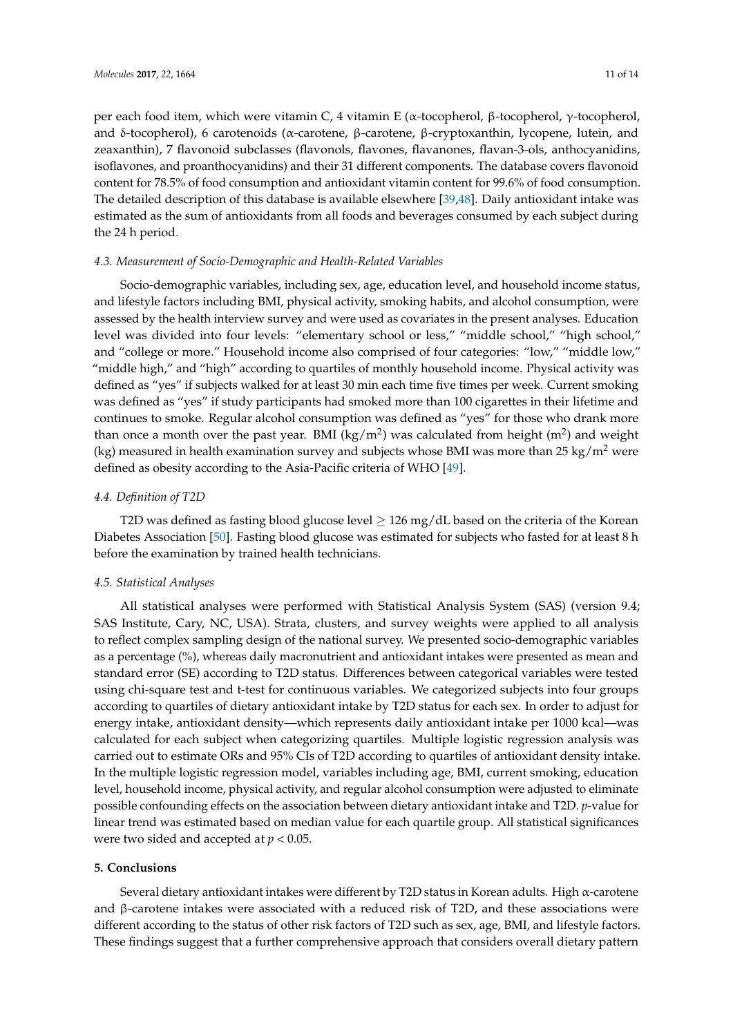per each food item, which were vitamin C, 4 vitamin E (α-tocopherol, β-tocopherol, γ-tocopherol, and δ-tocopherol), 6 carotenoids (α-carotene, β-carotene, β-cryptoxanthin, lycopene, lutein, and zeaxanthin), 7 flavonoid subclasses (flavonols, flavones, flavanones, flavan-3-ols, anthocyanidins, isoflavones, and proanthocyanidins) and their 31 different components. The database covers flavonoid content for 78.5% of food consumption and antioxidant vitamin content for 99.6% of food consumption. The detailed description of this database is available elsewhere [39,48]. Daily antioxidant intake was estimated as the sum of antioxidants from all foods and beverages consumed by each subject during the 24 h period.

### *4.3. Measurement of Socio-Demographic and Health-Related Variables*

Socio-demographic variables, including sex, age, education level, and household income status, and lifestyle factors including BMI, physical activity, smoking habits, and alcohol consumption, were assessed by the health interview survey and were used as covariates in the present analyses. Education level was divided into four levels: "elementary school or less," "middle school," "high school," and "college or more." Household income also comprised of four categories: "low," "middle low," "middle high," and "high" according to quartiles of monthly household income. Physical activity was defined as "yes" if subjects walked for at least 30 min each time five times per week. Current smoking was defined as "yes" if study participants had smoked more than 100 cigarettes in their lifetime and continues to smoke. Regular alcohol consumption was defined as "yes" for those who drank more than once a month over the past year. BMI ($kg/m^2$) was calculated from height ($m^2$) and weight (kg) measured in health examination survey and subjects whose BMI was more than 25 $kg/m^2$ were defined as obesity according to the Asia-Pacific criteria of WHO [49].

### *4.4. Definition of T2D*

T2D was defined as fasting blood glucose level $\geq$ 126 mg/dL based on the criteria of the Korean Diabetes Association [50]. Fasting blood glucose was estimated for subjects who fasted for at least 8 h before the examination by trained health technicians.

### *4.5. Statistical Analyses*

All statistical analyses were performed with Statistical Analysis System (SAS) (version 9.4; SAS Institute, Cary, NC, USA). Strata, clusters, and survey weights were applied to all analysis to reflect complex sampling design of the national survey. We presented socio-demographic variables as a percentage (%), whereas daily macronutrient and antioxidant intakes were presented as mean and standard error (SE) according to T2D status. Differences between categorical variables were tested using chi-square test and t-test for continuous variables. We categorized subjects into four groups according to quartiles of dietary antioxidant intake by T2D status for each sex. In order to adjust for energy intake, antioxidant density—which represents daily antioxidant intake per 1000 kcal—was calculated for each subject when categorizing quartiles. Multiple logistic regression analysis was carried out to estimate ORs and 95% CIs of T2D according to quartiles of antioxidant density intake. In the multiple logistic regression model, variables including age, BMI, current smoking, education level, household income, physical activity, and regular alcohol consumption were adjusted to eliminate possible confounding effects on the association between dietary antioxidant intake and T2D. *p*-value for linear trend was estimated based on median value for each quartile group. All statistical significances were two sided and accepted at $p < 0.05$.

## **5. Conclusions**

Several dietary antioxidant intakes were different by T2D status in Korean adults. High α-carotene and β-carotene intakes were associated with a reduced risk of T2D, and these associations were different according to the status of other risk factors of T2D such as sex, age, BMI, and lifestyle factors. These findings suggest that a further comprehensive approach that considers overall dietary pattern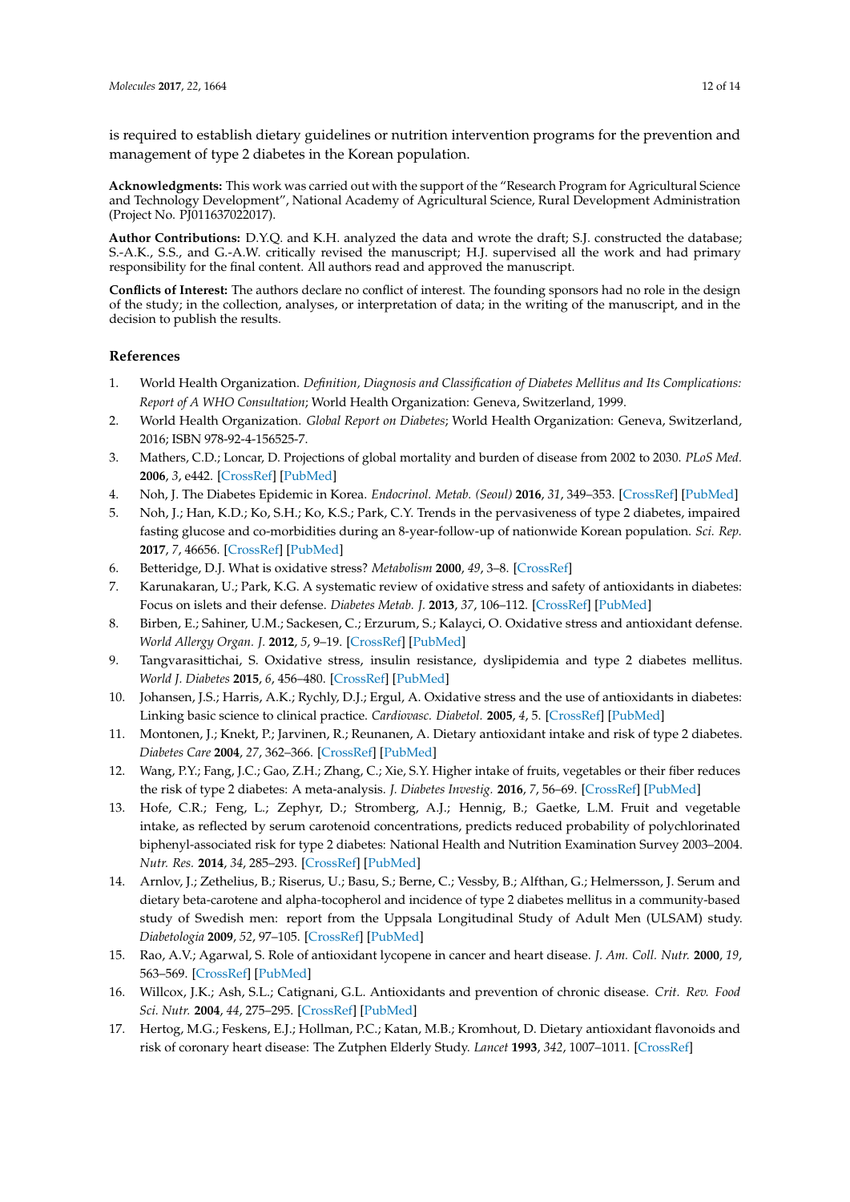is required to establish dietary guidelines or nutrition intervention programs for the prevention and management of type 2 diabetes in the Korean population.

**Acknowledgments:** This work was carried out with the support of the "Research Program for Agricultural Science and Technology Development", National Academy of Agricultural Science, Rural Development Administration (Project No. PJ011637022017).

**Author Contributions:** D.Y.Q. and K.H. analyzed the data and wrote the draft; S.J. constructed the database; S.-A.K., S.S., and G.-A.W. critically revised the manuscript; H.J. supervised all the work and had primary responsibility for the final content. All authors read and approved the manuscript.

**Conflicts of Interest:** The authors declare no conflict of interest. The founding sponsors had no role in the design of the study; in the collection, analyses, or interpretation of data; in the writing of the manuscript, and in the decision to publish the results.

## References

1. World Health Organization. *Definition, Diagnosis and Classification of Diabetes Mellitus and Its Complications: Report of A WHO Consultation*; World Health Organization: Geneva, Switzerland, 1999.
2. World Health Organization. *Global Report on Diabetes*; World Health Organization: Geneva, Switzerland, 2016; ISBN 978-92-4-156525-7.
3. Mathers, C.D.; Loncar, D. Projections of global mortality and burden of disease from 2002 to 2030. *PLoS Med.* **2006**, *3*, e442. [CrossRef]
4. Noh, J. The Diabetes Epidemic in Korea. *Endocrinol. Metab. (Seoul)* **2016**, *31*, 349–353. [CrossRef] [PubMed]
5. Noh, J.; Han, K.D.; Ko, S.H.; Ko, K.S.; Park, C.Y. Trends in the pervasiveness of type 2 diabetes, impaired fasting glucose and co-morbidities during an 8-year-follow-up of nationwide Korean population. *Sci. Rep.* **2017**, *7*, 46656. [CrossRef] [PubMed]
6. Betteridge, D.J. What is oxidative stress? *Metabolism* **2000**, *49*, 3–8. [CrossRef]
7. Karunakaran, U.; Park, K.G. A systematic review of oxidative stress and safety of antioxidants in diabetes: Focus on islets and their defense. *Diabetes Metab. J.* **2013**, *37*, 106–112. [CrossRef] [PubMed]
8. Birben, E.; Sahiner, U.M.; Sackesen, C.; Erzurum, S.; Kalayci, O. Oxidative stress and antioxidant defense. *World Allergy Organ. J.* **2012**, *5*, 9–19. [CrossRef] [PubMed]
9. Tangvarasittichai, S. Oxidative stress, insulin resistance, dyslipidemia and type 2 diabetes mellitus. *World J. Diabetes* **2015**, *6*, 456–480. [CrossRef] [PubMed]
10. Johansen, J.S.; Harris, A.K.; Rychly, D.J.; Ergul, A. Oxidative stress and the use of antioxidants in diabetes: Linking basic science to clinical practice. *Cardiovasc. Diabetol.* **2005**, *4*, 5. [CrossRef] [PubMed]
11. Montonen, J.; Knekt, P.; Jarvinen, R.; Reunanen, A. Dietary antioxidant intake and risk of type 2 diabetes. *Diabetes Care* **2004**, *27*, 362–366. [CrossRef] [PubMed]
12. Wang, P.Y.; Fang, J.C.; Gao, Z.H.; Zhang, C.; Xie, S.Y. Higher intake of fruits, vegetables or their fiber reduces the risk of type 2 diabetes: A meta-analysis. *J. Diabetes Investig.* **2016**, *7*, 56–69. [CrossRef] [PubMed]
13. Hofe, C.R.; Feng, L.; Zephyr, D.; Stromberg, A.J.; Hennig, B.; Gaetke, L.M. Fruit and vegetable intake, as reflected by serum carotenoid concentrations, predicts reduced probability of polychlorinated biphenyl-associated risk for type 2 diabetes: National Health and Nutrition Examination Survey 2003–2004. *Nutr. Res.* **2014**, *34*, 285–293. [CrossRef] [PubMed]
14. Arnlov, J.; Zethelius, B.; Riserus, U.; Basu, S.; Berne, C.; Vessby, B.; Alfthan, G.; Helmersson, J. Serum and dietary beta-carotene and alpha-tocopherol and incidence of type 2 diabetes mellitus in a community-based study of Swedish men: report from the Uppsala Longitudinal Study of Adult Men (ULSAM) study. *Diabetologia* **2009**, *52*, 97–105. [CrossRef] [PubMed]
15. Rao, A.V.; Agarwal, S. Role of antioxidant lycopene in cancer and heart disease. *J. Am. Coll. Nutr.* **2000**, *19*, 563–569. [CrossRef] [PubMed]
16. Willcox, J.K.; Ash, S.L.; Catignani, G.L. Antioxidants and prevention of chronic disease. *Crit. Rev. Food Sci. Nutr.* **2004**, *44*, 275–295. [CrossRef] [PubMed]
17. Hertog, M.G.; Feskens, E.J.; Hollman, P.C.; Katan, M.B.; Kromhout, D. Dietary antioxidant flavonoids and risk of coronary heart disease: The Zutphen Elderly Study. *Lancet* **1993**, *342*, 1007–1011. [CrossRef]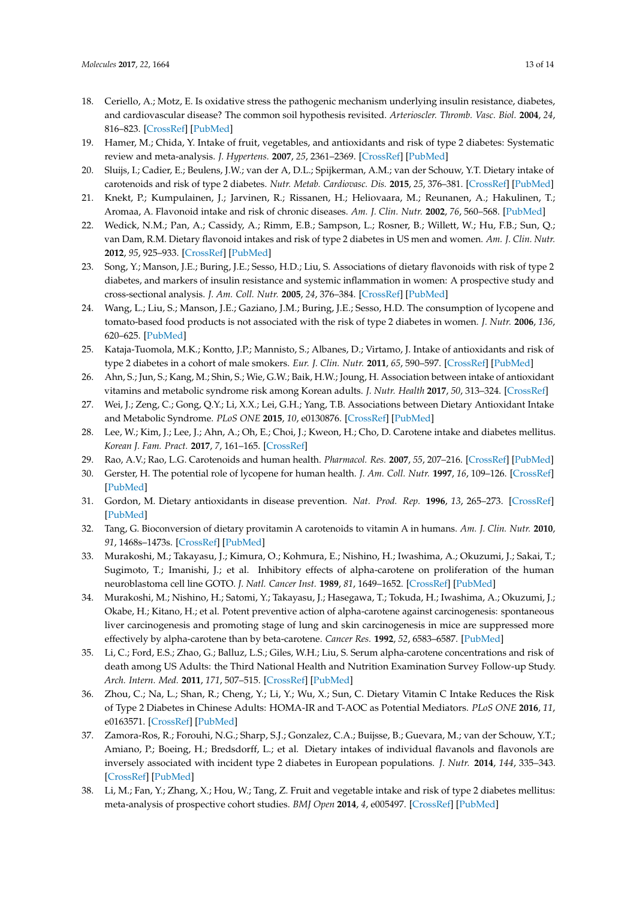18. Ceriello, A.; Motz, E. Is oxidative stress the pathogenic mechanism underlying insulin resistance, diabetes, and cardiovascular disease? The common soil hypothesis revisited. *Arterioscler. Thromb. Vasc. Biol.* **2004**, *24*, 816–823. [CrossRef] [PubMed]
19. Hamer, M.; Chida, Y. Intake of fruit, vegetables, and antioxidants and risk of type 2 diabetes: Systematic review and meta-analysis. *J. Hypertens.* **2007**, *25*, 2361–2369. [CrossRef] [PubMed]
20. Sluijs, I.; Cadier, E.; Beulens, J.W.; van der A, D.L.; Spijkerman, A.M.; van der Schouw, Y.T. Dietary intake of carotenoids and risk of type 2 diabetes. *Nutr. Metab. Cardiovasc. Dis.* **2015**, *25*, 376–381. [CrossRef] [PubMed]
21. Knekt, P.; Kumpulainen, J.; Jarvinen, R.; Rissanen, H.; Heliovaara, M.; Reunanen, A.; Hakulinen, T.; Aromaa, A. Flavonoid intake and risk of chronic diseases. *Am. J. Clin. Nutr.* **2002**, *76*, 560–568. [PubMed]
22. Wedick, N.M.; Pan, A.; Cassidy, A.; Rimm, E.B.; Sampson, L.; Rosner, B.; Willett, W.; Hu, F.B.; Sun, Q.; van Dam, R.M. Dietary flavonoid intakes and risk of type 2 diabetes in US men and women. *Am. J. Clin. Nutr.* **2012**, *95*, 925–933. [CrossRef] [PubMed]
23. Song, Y.; Manson, J.E.; Buring, J.E.; Sesso, H.D.; Liu, S. Associations of dietary flavonoids with risk of type 2 diabetes, and markers of insulin resistance and systemic inflammation in women: A prospective study and cross-sectional analysis. *J. Am. Coll. Nutr.* **2005**, *24*, 376–384. [CrossRef] [PubMed]
24. Wang, L.; Liu, S.; Manson, J.E.; Gaziano, J.M.; Buring, J.E.; Sesso, H.D. The consumption of lycopene and tomato-based food products is not associated with the risk of type 2 diabetes in women. *J. Nutr.* **2006**, *136*, 620–625. [PubMed]
25. Kataja-Tuomola, M.K.; Kontto, J.P.; Mannisto, S.; Albanes, D.; Virtamo, J. Intake of antioxidants and risk of type 2 diabetes in a cohort of male smokers. *Eur. J. Clin. Nutr.* **2011**, *65*, 590–597. [CrossRef] [PubMed]
26. Ahn, S.; Jun, S.; Kang, M.; Shin, S.; Wie, G.W.; Baik, H.W.; Joung, H. Association between intake of antioxidant vitamins and metabolic syndrome risk among Korean adults. *J. Nutr. Health* **2017**, *50*, 313–324. [CrossRef]
27. Wei, J.; Zeng, C.; Gong, Q.Y.; Li, X.X.; Lei, G.H.; Yang, T.B. Associations between Dietary Antioxidant Intake and Metabolic Syndrome. *PLoS ONE* **2015**, *10*, e0130876. [CrossRef] [PubMed]
28. Lee, W.; Kim, J.; Lee, J.; Ahn, A.; Oh, E.; Choi, J.; Kweon, H.; Cho, D. Carotene intake and diabetes mellitus. *Korean J. Fam. Pract.* **2017**, *7*, 161–165. [CrossRef]
29. Rao, A.V.; Rao, L.G. Carotenoids and human health. *Pharmacol. Res.* **2007**, *55*, 207–216. [CrossRef] [PubMed]
30. Gerster, H. The potential role of lycopene for human health. *J. Am. Coll. Nutr.* **1997**, *16*, 109–126. [CrossRef] [PubMed]
31. Gordon, M. Dietary antioxidants in disease prevention. *Nat. Prod. Rep.* **1996**, *13*, 265–273. [CrossRef] [PubMed]
32. Tang, G. Bioconversion of dietary provitamin A carotenoids to vitamin A in humans. *Am. J. Clin. Nutr.* **2010**, *91*, 1468s–1473s. [CrossRef] [PubMed]
33. Murakoshi, M.; Takayasu, J.; Kimura, O.; Kohmura, E.; Nishino, H.; Iwashima, A.; Okuzumi, J.; Sakai, T.; Sugimoto, T.; Imanishi, J.; et al. Inhibitory effects of alpha-carotene on proliferation of the human neuroblastoma cell line GOTO. *J. Natl. Cancer Inst.* **1989**, *81*, 1649–1652. [CrossRef] [PubMed]
34. Murakoshi, M.; Nishino, H.; Satomi, Y.; Takayasu, J.; Hasegawa, T.; Tokuda, H.; Iwashima, A.; Okuzumi, J.; Okabe, H.; Kitano, H.; et al. Potent preventive action of alpha-carotene against carcinogenesis: spontaneous liver carcinogenesis and promoting stage of lung and skin carcinogenesis in mice are suppressed more effectively by alpha-carotene than by beta-carotene. *Cancer Res.* **1992**, *52*, 6583–6587. [PubMed]
35. Li, C.; Ford, E.S.; Zhao, G.; Balluz, L.S.; Giles, W.H.; Liu, S. Serum alpha-carotene concentrations and risk of death among US Adults: the Third National Health and Nutrition Examination Survey Follow-up Study. *Arch. Intern. Med.* **2011**, *171*, 507–515. [CrossRef] [PubMed]
36. Zhou, C.; Na, L.; Shan, R.; Cheng, Y.; Li, Y.; Wu, X.; Sun, C. Dietary Vitamin C Intake Reduces the Risk of Type 2 Diabetes in Chinese Adults: HOMA-IR and T-AOC as Potential Mediators. *PLoS ONE* **2016**, *11*, e0163571. [CrossRef] [PubMed]
37. Zamora-Ros, R.; Forouhi, N.G.; Sharp, S.J.; Gonzalez, C.A.; Buijsse, B.; Guevara, M.; van der Schouw, Y.T.; Amiano, P.; Boeing, H.; Bredsdorff, L.; et al. Dietary intakes of individual flavanols and flavonols are inversely associated with incident type 2 diabetes in European populations. *J. Nutr.* **2014**, *144*, 335–343. [CrossRef] [PubMed]
38. Li, M.; Fan, Y.; Zhang, X.; Hou, W.; Tang, Z. Fruit and vegetable intake and risk of type 2 diabetes mellitus: meta-analysis of prospective cohort studies. *BMJ Open* **2014**, *4*, e005497. [CrossRef] [PubMed]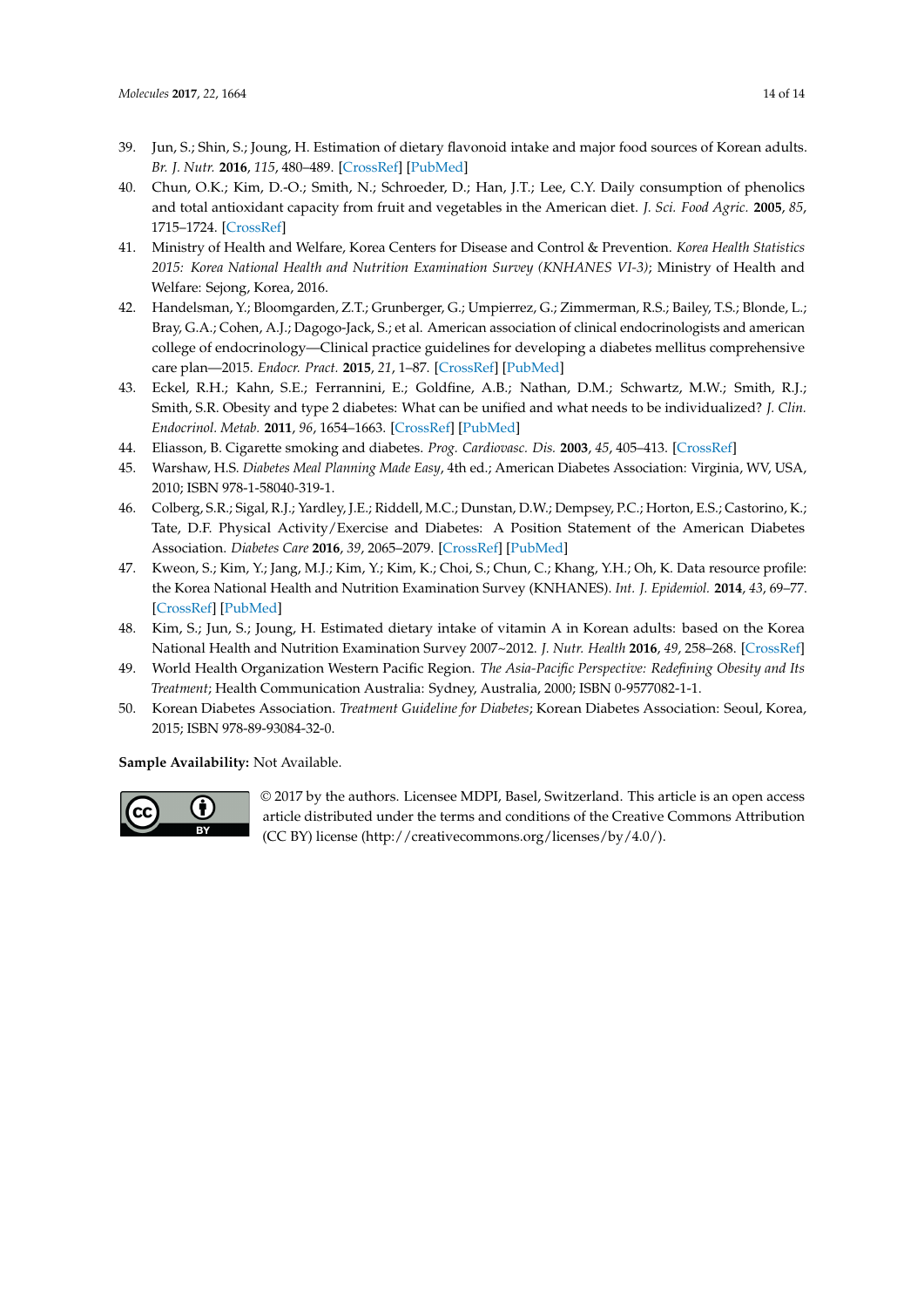39. Jun, S.; Shin, S.; Joung, H. Estimation of dietary flavonoid intake and major food sources of Korean adults. *Br. J. Nutr.* **2016**, *115*, 480–489. [CrossRef] [PubMed]
40. Chun, O.K.; Kim, D.-O.; Smith, N.; Schroeder, D.; Han, J.T.; Lee, C.Y. Daily consumption of phenolics and total antioxidant capacity from fruit and vegetables in the American diet. *J. Sci. Food Agric.* **2005**, *85*, 1715–1724. [CrossRef]
41. Ministry of Health and Welfare, Korea Centers for Disease and Control & Prevention. *Korea Health Statistics 2015: Korea National Health and Nutrition Examination Survey (KNHANES VI-3)*; Ministry of Health and Welfare: Sejong, Korea, 2016.
42. Handelsman, Y.; Bloomgarden, Z.T.; Grunberger, G.; Umpierrez, G.; Zimmerman, R.S.; Bailey, T.S.; Blonde, L.; Bray, G.A.; Cohen, A.J.; Dagogo-Jack, S.; et al. American association of clinical endocrinologists and american college of endocrinology—Clinical practice guidelines for developing a diabetes mellitus comprehensive care plan—2015. *Endocr. Pract.* **2015**, *21*, 1–87. [CrossRef] [PubMed]
43. Eckel, R.H.; Kahn, S.E.; Ferrannini, E.; Goldfine, A.B.; Nathan, D.M.; Schwartz, M.W.; Smith, R.J.; Smith, S.R. Obesity and type 2 diabetes: What can be unified and what needs to be individualized? *J. Clin. Endocrinol. Metab.* **2011**, *96*, 1654–1663. [CrossRef] [PubMed]
44. Eliasson, B. Cigarette smoking and diabetes. *Prog. Cardiovasc. Dis.* **2003**, *45*, 405–413. [CrossRef]
45. Warshaw, H.S. *Diabetes Meal Planning Made Easy*, 4th ed.; American Diabetes Association: Virginia, WV, USA, 2010; ISBN 978-1-58040-319-1.
46. Colberg, S.R.; Sigal, R.J.; Yardley, J.E.; Riddell, M.C.; Dunstan, D.W.; Dempsey, P.C.; Horton, E.S.; Castorino, K.; Tate, D.F. Physical Activity/Exercise and Diabetes: A Position Statement of the American Diabetes Association. *Diabetes Care* **2016**, *39*, 2065–2079. [CrossRef] [PubMed]
47. Kweon, S.; Kim, Y.; Jang, M.J.; Kim, Y.; Kim, K.; Choi, S.; Chun, C.; Khang, Y.H.; Oh, K. Data resource profile: the Korea National Health and Nutrition Examination Survey (KNHANES). *Int. J. Epidemiol.* **2014**, *43*, 69–77. [CrossRef] [PubMed]
48. Kim, S.; Jun, S.; Joung, H. Estimated dietary intake of vitamin A in Korean adults: based on the Korea National Health and Nutrition Examination Survey 2007~2012. *J. Nutr. Health* **2016**, *49*, 258–268. [CrossRef]
49. World Health Organization Western Pacific Region. *The Asia-Pacific Perspective: Redefining Obesity and Its Treatment*; Health Communication Australia: Sydney, Australia, 2000; ISBN 0-9577082-1-1.
50. Korean Diabetes Association. *Treatment Guideline for Diabetes*; Korean Diabetes Association: Seoul, Korea, 2015; ISBN 978-89-93084-32-0.

**Sample Availability:** Not Available.

© 2017 by the authors. Licensee MDPI, Basel, Switzerland. This article is an open access article distributed under the terms and conditions of the Creative Commons Attribution (CC BY) license (http://creativecommons.org/licenses/by/4.0/).